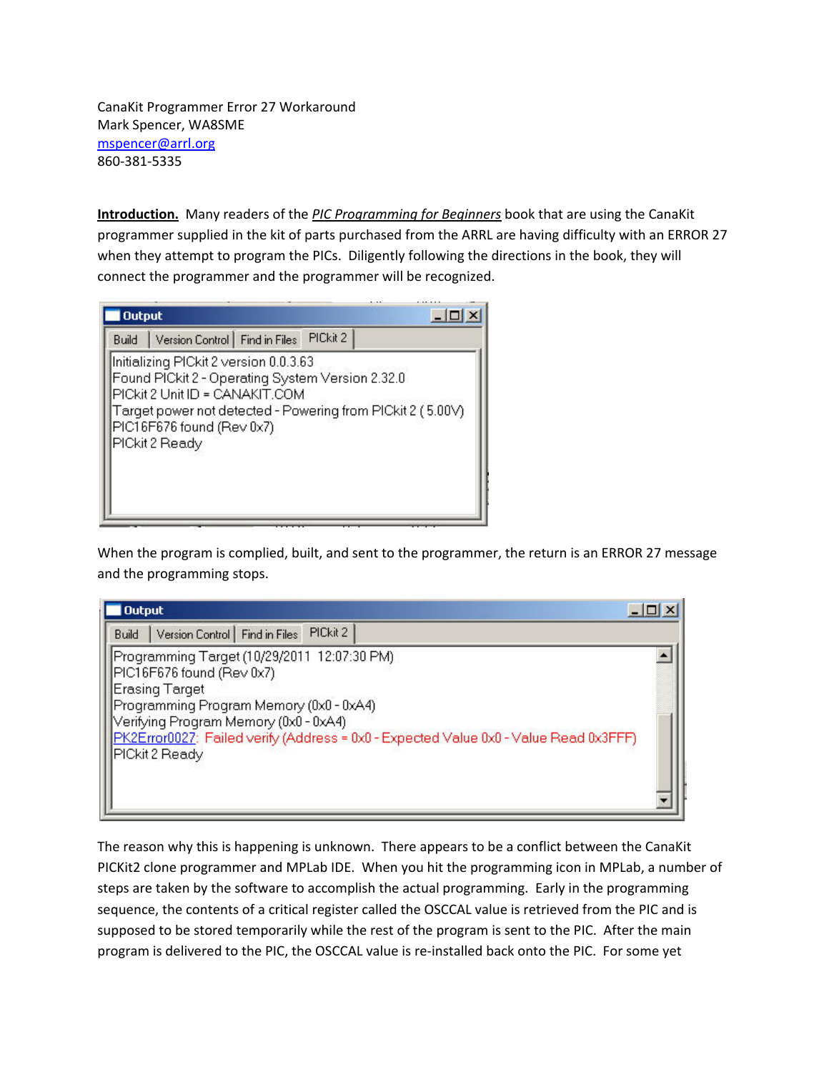CanaKit Programmer Error 27 Workaround
Mark Spencer, WA8SME
mspencer@arrl.org
860-381-5335

**Introduction.** Many readers of the *PIC Programming for Beginners* book that are using the CanaKit programmer supplied in the kit of parts purchased from the ARRL are having difficulty with an ERROR 27 when they attempt to program the PICs. Diligently following the directions in the book, they will connect the programmer and the programmer will be recognized.

```
Output
Build | Version Control | Find in Files | PICkit 2
Initializing PICkit 2 version 0.0.3.63
Found PICkit 2 - Operating System Version 2.32.0
PICkit 2 Unit ID = CANAKIT.COM
Target power not detected - Powering from PICkit 2 ( 5.00V)
PIC16F676 found (Rev 0x7)
PICkit 2 Ready
```

When the program is complied, built, and sent to the programmer, the return is an ERROR 27 message and the programming stops.

```
Output
Build | Version Control | Find in Files | PICkit 2
Programming Target (10/29/2011 12:07:30 PM)
PIC16F676 found (Rev 0x7)
Erasing Target
Programming Program Memory (0x0 - 0xA4)
Verifying Program Memory (0x0 - 0xA4)
PK2Error0027: Failed verify (Address = 0x0 - Expected Value 0x0 - Value Read 0x3FFF)
PICkit 2 Ready
```

The reason why this is happening is unknown. There appears to be a conflict between the CanaKit PICKit2 clone programmer and MPLab IDE. When you hit the programming icon in MPLab, a number of steps are taken by the software to accomplish the actual programming. Early in the programming sequence, the contents of a critical register called the OSCCAL value is retrieved from the PIC and is supposed to be stored temporarily while the rest of the program is sent to the PIC. After the main program is delivered to the PIC, the OSCCAL value is re-installed back onto the PIC. For some yet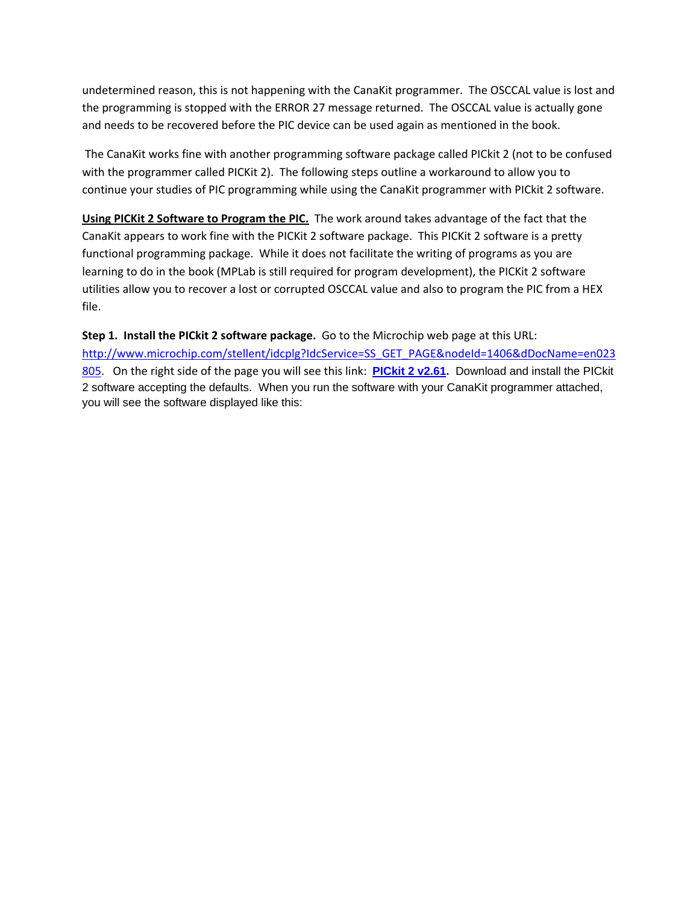undetermined reason, this is not happening with the CanaKit programmer. The OSCCAL value is lost and the programming is stopped with the ERROR 27 message returned. The OSCCAL value is actually gone and needs to be recovered before the PIC device can be used again as mentioned in the book.

The CanaKit works fine with another programming software package called PICkit 2 (not to be confused with the programmer called PICKit 2). The following steps outline a workaround to allow you to continue your studies of PIC programming while using the CanaKit programmer with PICkit 2 software.

**Using PICKit 2 Software to Program the PIC.** The work around takes advantage of the fact that the CanaKit appears to work fine with the PICKit 2 software package. This PICKit 2 software is a pretty functional programming package. While it does not facilitate the writing of programs as you are learning to do in the book (MPLab is still required for program development), the PICKit 2 software utilities allow you to recover a lost or corrupted OSCCAL value and also to program the PIC from a HEX file.

**Step 1. Install the PICkit 2 software package.** Go to the Microchip web page at this URL: http://www.microchip.com/stellent/idcplg?IdcService=SS_GET_PAGE&nodeId=1406&dDocName=en023805. On the right side of the page you will see this link: **PICkit 2 v2.61.** Download and install the PICkit 2 software accepting the defaults. When you run the software with your CanaKit programmer attached, you will see the software displayed like this: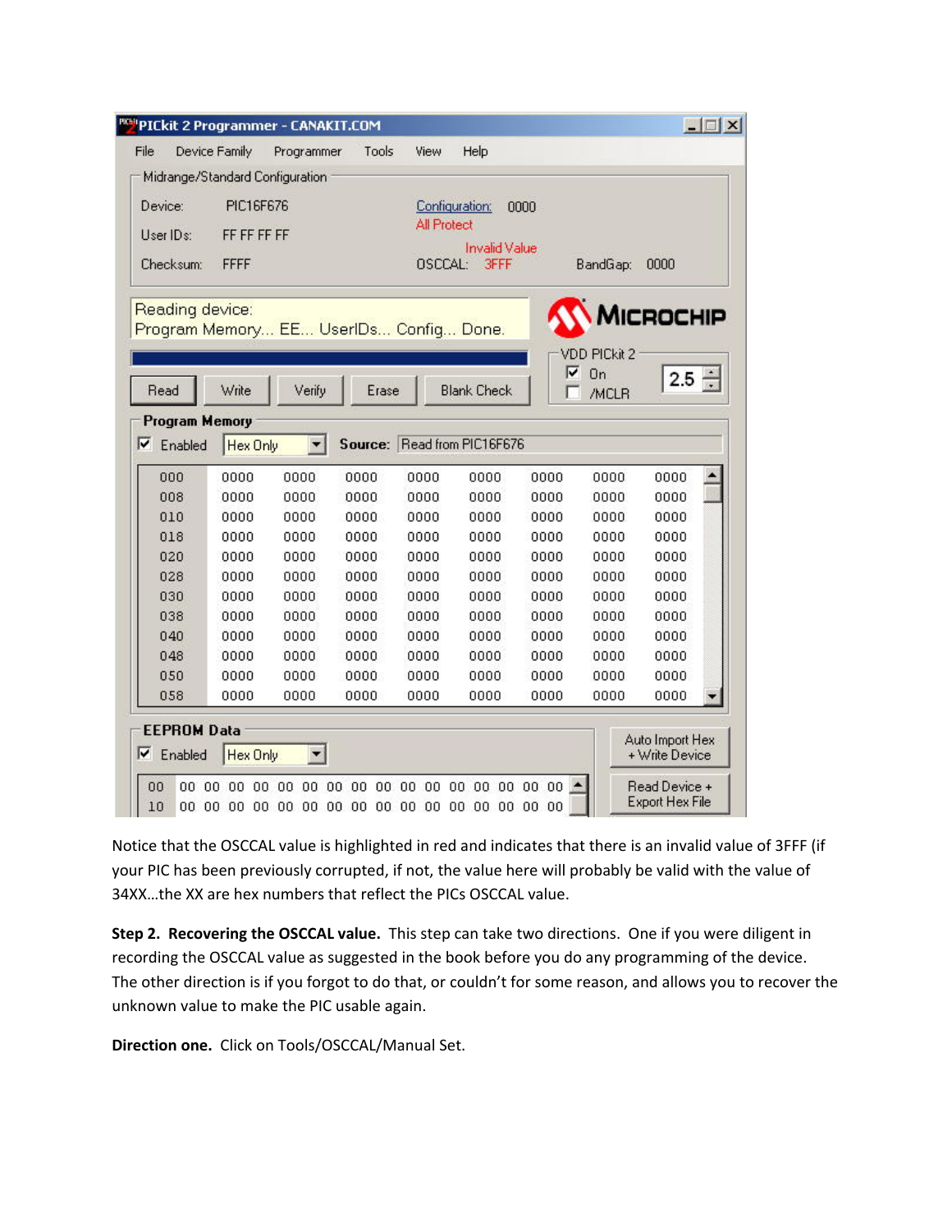Notice that the OSCCAL value is highlighted in red and indicates that there is an invalid value of 3FFF (if your PIC has been previously corrupted, if not, the value here will probably be valid with the value of 34XX…the XX are hex numbers that reflect the PICs OSCCAL value.

**Step 2. Recovering the OSCCAL value.** This step can take two directions. One if you were diligent in recording the OSCCAL value as suggested in the book before you do any programming of the device. The other direction is if you forgot to do that, or couldn't for some reason, and allows you to recover the unknown value to make the PIC usable again.

**Direction one.** Click on Tools/OSCCAL/Manual Set.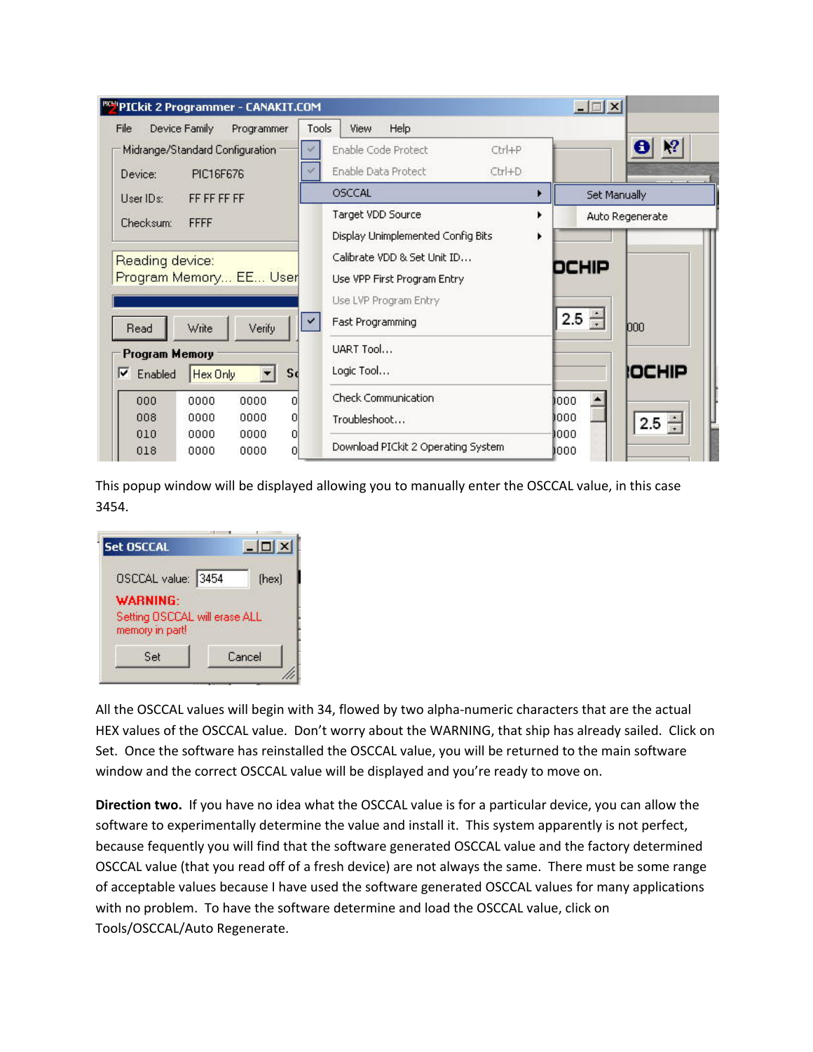This popup window will be displayed allowing you to manually enter the OSCCAL value, in this case 3454.

All the OSCCAL values will begin with 34, flowed by two alpha-numeric characters that are the actual HEX values of the OSCCAL value. Don't worry about the WARNING, that ship has already sailed. Click on Set. Once the software has reinstalled the OSCCAL value, you will be returned to the main software window and the correct OSCCAL value will be displayed and you're ready to move on.

**Direction two.** If you have no idea what the OSCCAL value is for a particular device, you can allow the software to experimentally determine the value and install it. This system apparently is not perfect, because fequently you will find that the software generated OSCCAL value and the factory determined OSCCAL value (that you read off of a fresh device) are not always the same. There must be some range of acceptable values because I have used the software generated OSCCAL values for many applications with no problem. To have the software determine and load the OSCCAL value, click on Tools/OSCCAL/Auto Regenerate.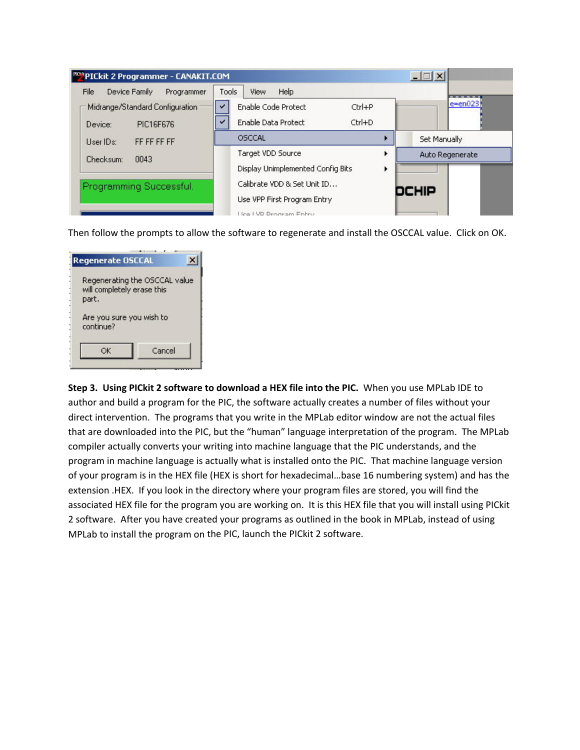Then follow the prompts to allow the software to regenerate and install the OSCCAL value. Click on OK.

**Step 3. Using PICkit 2 software to download a HEX file into the PIC.** When you use MPLab IDE to author and build a program for the PIC, the software actually creates a number of files without your direct intervention. The programs that you write in the MPLab editor window are not the actual files that are downloaded into the PIC, but the "human" language interpretation of the program. The MPLab compiler actually converts your writing into machine language that the PIC understands, and the program in machine language is actually what is installed onto the PIC. That machine language version of your program is in the HEX file (HEX is short for hexadecimal…base 16 numbering system) and has the extension .HEX. If you look in the directory where your program files are stored, you will find the associated HEX file for the program you are working on. It is this HEX file that you will install using PICkit 2 software. After you have created your programs as outlined in the book in MPLab, instead of using MPLab to install the program on the PIC, launch the PICkit 2 software.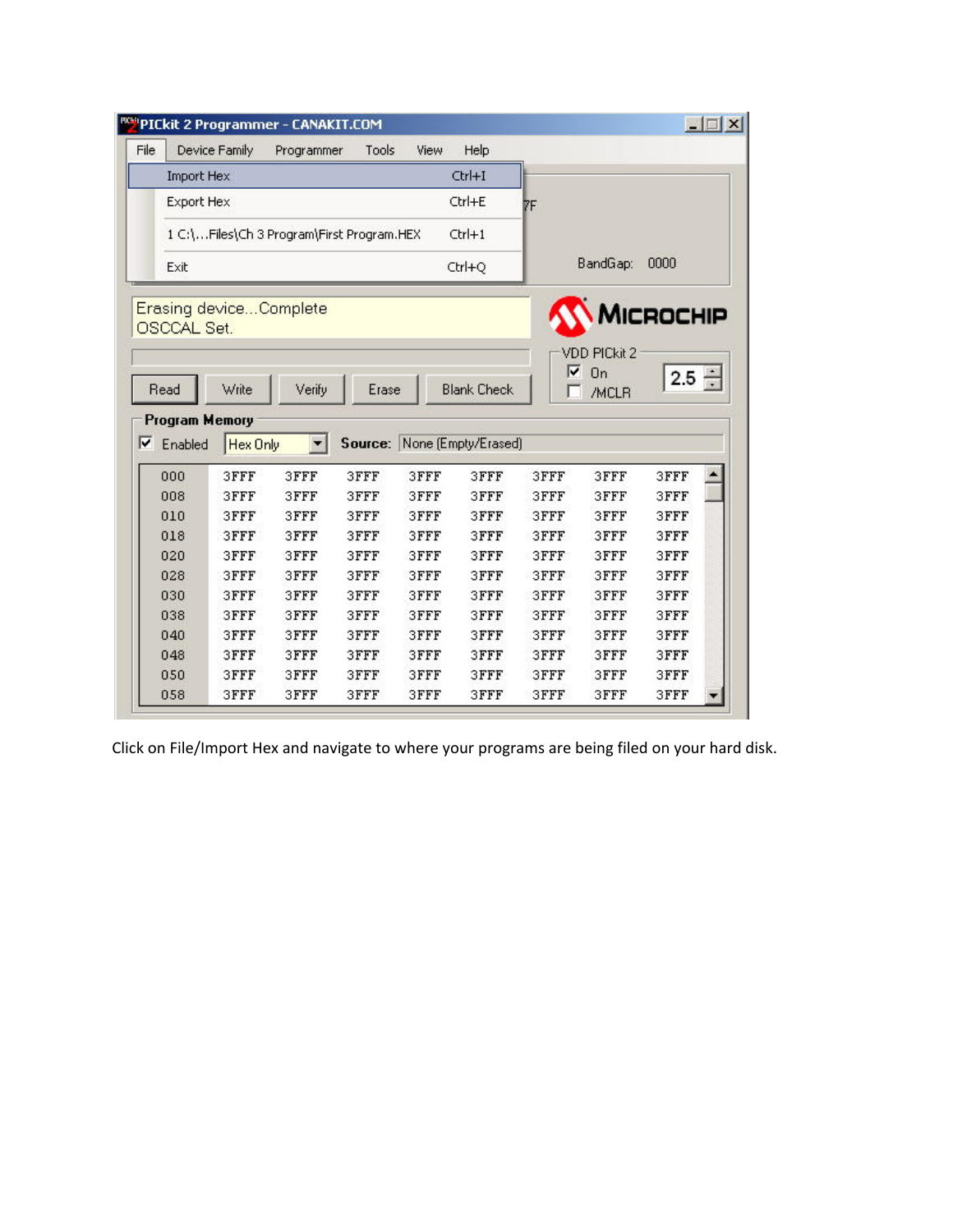Click on File/Import Hex and navigate to where your programs are being filed on your hard disk.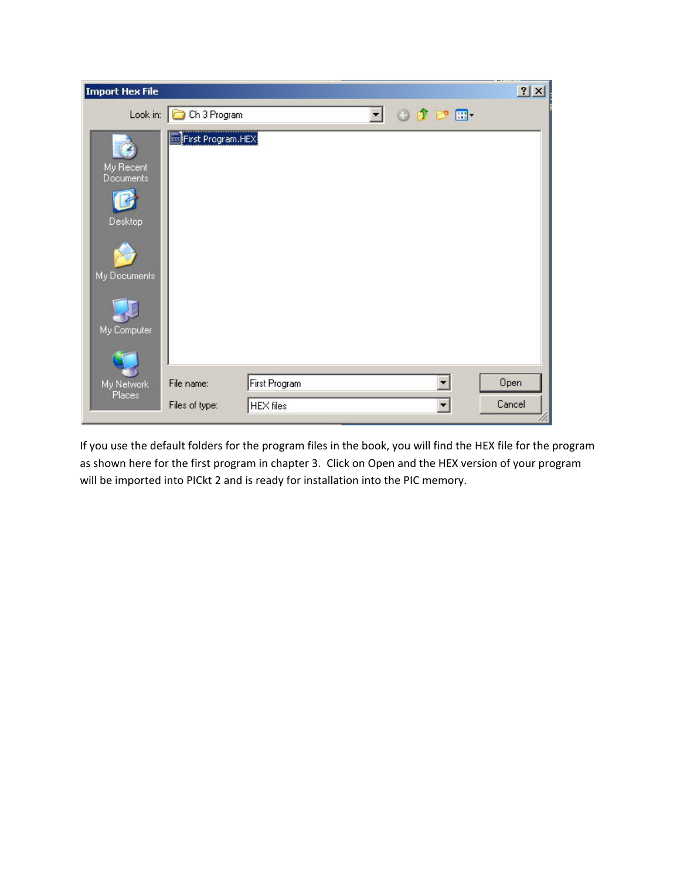If you use the default folders for the program files in the book, you will find the HEX file for the program as shown here for the first program in chapter 3. Click on Open and the HEX version of your program will be imported into PICkt 2 and is ready for installation into the PIC memory.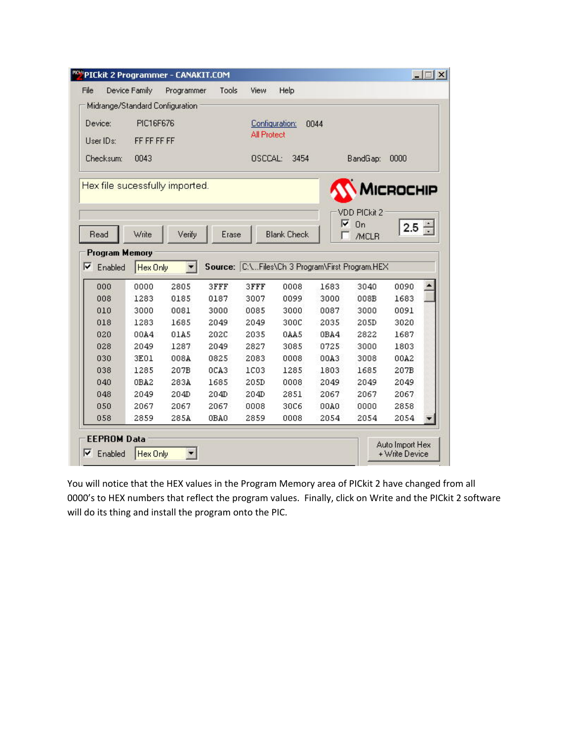PICkit 2 Programmer - CANAKIT.COM

File | Device Family | Programmer | Tools | View | Help

Midrange/Standard Configuration

Device: PIC16F676

Configuration: 0044

All Protect

User IDs: FF FF FF FF

Checksum: 0043

OSCCAL: 3454

BandGap: 0000

Hex file sucessfully imported.

MICROCHIP

VDD PICkit 2

On

/MCLR

2.5

Read | Write | Verify | Erase | Blank Check

**Program Memory**

Enabled | Hex Only | **Source:** C:\...Files\Ch 3 Program\First Program.HEX

| | | | | | | | | |
|---|---|---|---|---|---|---|---|---|
| 000 | 0000 | 2805 | 3FFF | 3FFF | 0008 | 1683 | 3040 | 0090 |
| 008 | 1283 | 0185 | 0187 | 3007 | 0099 | 3000 | 008B | 1683 |
| 010 | 3000 | 0081 | 3000 | 0085 | 3000 | 0087 | 3000 | 0091 |
| 018 | 1283 | 1685 | 2049 | 2049 | 300C | 2035 | 205D | 3020 |
| 020 | 00A4 | 01A5 | 202C | 2035 | 0AA5 | 0BA4 | 2822 | 1687 |
| 028 | 2049 | 1287 | 2049 | 2827 | 3085 | 0725 | 3000 | 1803 |
| 030 | 3E01 | 008A | 0825 | 2083 | 0008 | 00A3 | 3008 | 00A2 |
| 038 | 1285 | 207B | 0CA3 | 1C03 | 1285 | 1803 | 1685 | 207B |
| 040 | 0BA2 | 283A | 1685 | 205D | 0008 | 2049 | 2049 | 2049 |
| 048 | 2049 | 204D | 204D | 204D | 2851 | 2067 | 2067 | 2067 |
| 050 | 2067 | 2067 | 2067 | 0008 | 30C6 | 00A0 | 0000 | 2858 |
| 058 | 2859 | 285A | 0BA0 | 2859 | 0008 | 2054 | 2054 | 2054 |

**EEPROM Data**

Enabled | Hex Only

Auto Import Hex + Write Device

You will notice that the HEX values in the Program Memory area of PICkit 2 have changed from all 0000's to HEX numbers that reflect the program values. Finally, click on Write and the PICkit 2 software will do its thing and install the program onto the PIC.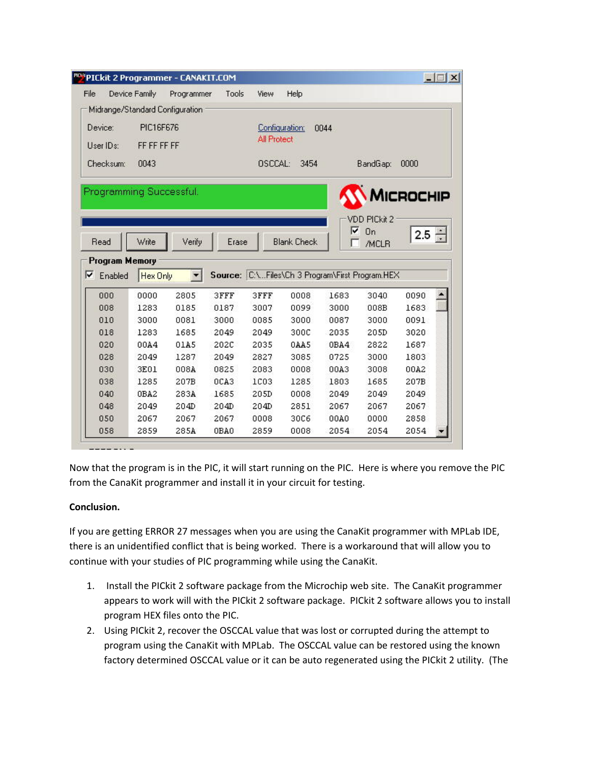Now that the program is in the PIC, it will start running on the PIC. Here is where you remove the PIC from the CanaKit programmer and install it in your circuit for testing.

**Conclusion.**

If you are getting ERROR 27 messages when you are using the CanaKit programmer with MPLab IDE, there is an unidentified conflict that is being worked. There is a workaround that will allow you to continue with your studies of PIC programming while using the CanaKit.

1. Install the PICkit 2 software package from the Microchip web site. The CanaKit programmer appears to work will with the PICkit 2 software package. PICkit 2 software allows you to install program HEX files onto the PIC.
2. Using PICkit 2, recover the OSCCAL value that was lost or corrupted during the attempt to program using the CanaKit with MPLab. The OSCCAL value can be restored using the known factory determined OSCCAL value or it can be auto regenerated using the PICkit 2 utility. (The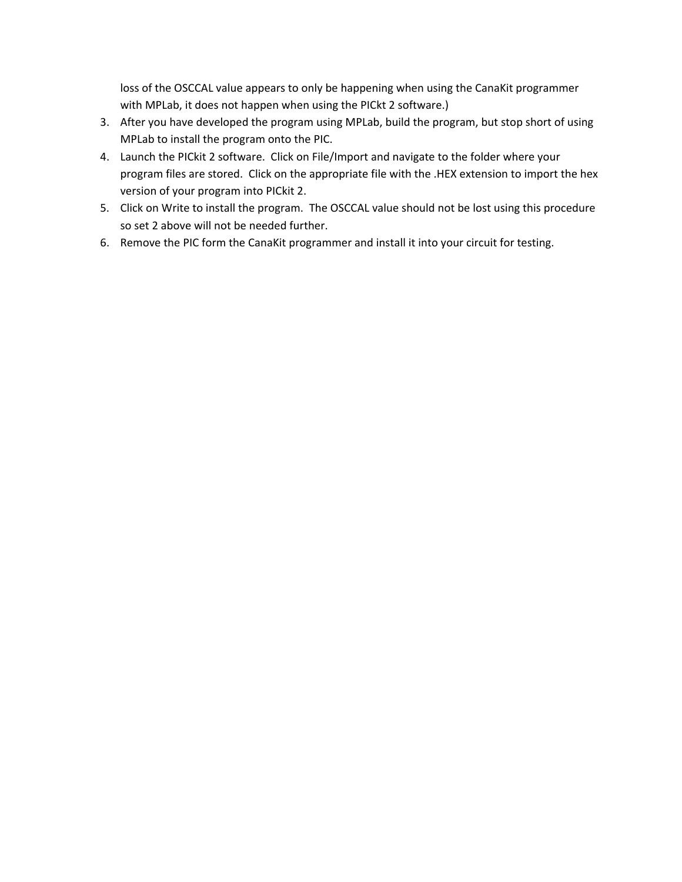loss of the OSCCAL value appears to only be happening when using the CanaKit programmer with MPLab, it does not happen when using the PICkt 2 software.)

3. After you have developed the program using MPLab, build the program, but stop short of using MPLab to install the program onto the PIC.
4. Launch the PICkit 2 software. Click on File/Import and navigate to the folder where your program files are stored. Click on the appropriate file with the .HEX extension to import the hex version of your program into PICkit 2.
5. Click on Write to install the program. The OSCCAL value should not be lost using this procedure so set 2 above will not be needed further.
6. Remove the PIC form the CanaKit programmer and install it into your circuit for testing.